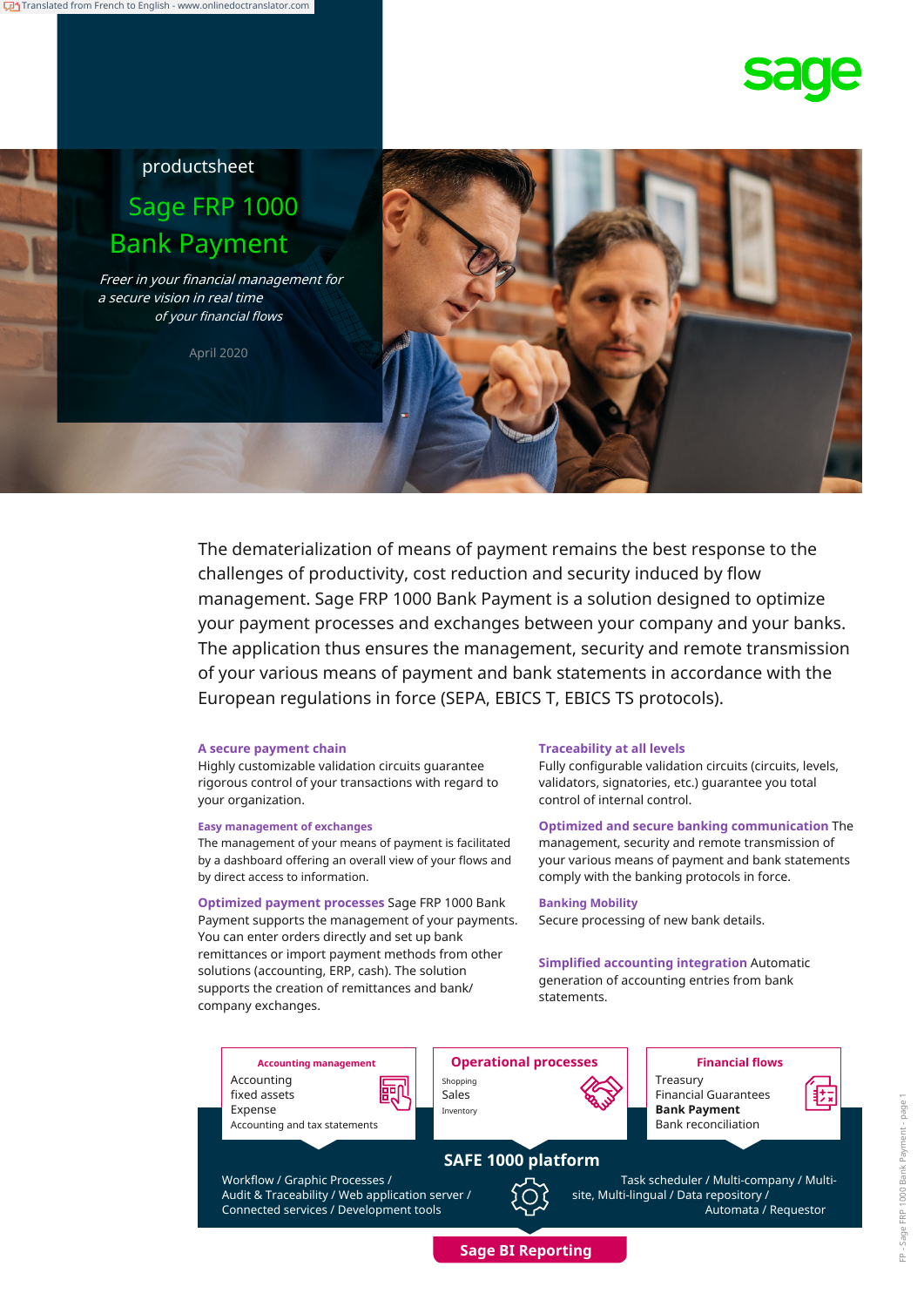productsheet

# Sage FRP 1000 Bank Payment

*Freer in your financial management for a secure vision in real time of your financial flows*

April 2020

The dematerialization of means of payment remains the best response to the challenges of productivity, cost reduction and security induced by flow management. Sage FRP 1000 Bank Payment is a solution designed to optimize your payment processes and exchanges between your company and your banks. The application thus ensures the management, security and remote transmission of your various means of payment and bank statements in accordance with the European regulations in force (SEPA, EBICS T, EBICS TS protocols).

**A secure payment chain**
Highly customizable validation circuits guarantee rigorous control of your transactions with regard to your organization.

**Easy management of exchanges**
The management of your means of payment is facilitated by a dashboard offering an overall view of your flows and by direct access to information.

**Optimized payment processes** Sage FRP 1000 Bank Payment supports the management of your payments. You can enter orders directly and set up bank remittances or import payment methods from other solutions (accounting, ERP, cash). The solution supports the creation of remittances and bank/ company exchanges.

**Traceability at all levels**
Fully configurable validation circuits (circuits, levels, validators, signatories, etc.) guarantee you total control of internal control.

**Optimized and secure banking communication** The management, security and remote transmission of your various means of payment and bank statements comply with the banking protocols in force.

**Banking Mobility**
Secure processing of new bank details.

**Simplified accounting integration** Automatic generation of accounting entries from bank statements.

**Accounting management**
Accounting
fixed assets
Expense
Accounting and tax statements

**Operational processes**
Shopping
Sales
Inventory

**Financial flows**
Treasury
Financial Guarantees
**Bank Payment**
Bank reconciliation

**SAFE 1000 platform**

Workflow / Graphic Processes / Audit & Traceability / Web application server / Connected services / Development tools

Task scheduler / Multi-company / Multi-site, Multi-lingual / Data repository / Automata / Requestor

**Sage BI Reporting**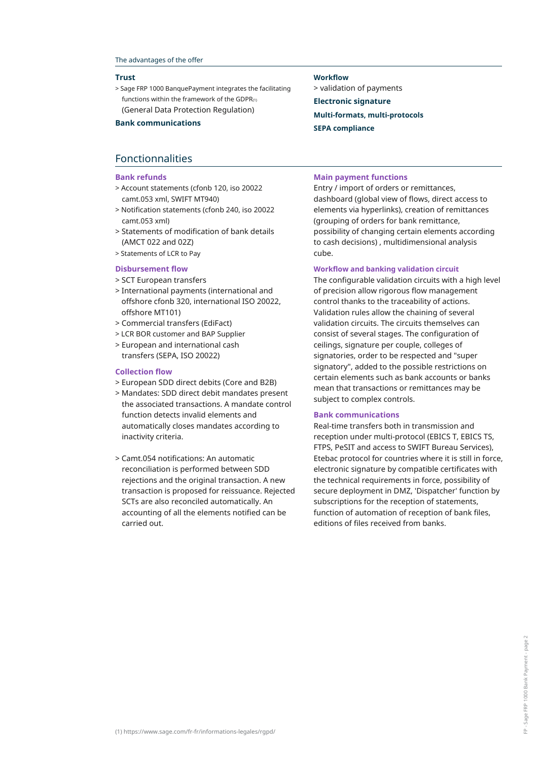The advantages of the offer

**Trust**

> Sage FRP 1000 BanquePayment integrates the facilitating functions within the framework of the GDPR[1] (General Data Protection Regulation)

**Bank communications**

**Workflow**

> validation of payments

**Electronic signature**

**Multi-formats, multi-protocols**

**SEPA compliance**

## Fonctionnalities

### Bank refunds

- Account statements (cfonb 120, iso 20022 camt.053 xml, SWIFT MT940)
- Notification statements (cfonb 240, iso 20022 camt.053 xml)
- Statements of modification of bank details (AMCT 022 and 02Z)
- Statements of LCR to Pay

### Disbursement flow

- SCT European transfers
- International payments (international and offshore cfonb 320, international ISO 20022, offshore MT101)
- Commercial transfers (EdiFact)
- LCR BOR customer and BAP Supplier
- European and international cash transfers (SEPA, ISO 20022)

### Collection flow

- European SDD direct debits (Core and B2B)
- Mandates: SDD direct debit mandates present the associated transactions. A mandate control function detects invalid elements and automatically closes mandates according to inactivity criteria.

- Camt.054 notifications: An automatic reconciliation is performed between SDD rejections and the original transaction. A new transaction is proposed for reissuance. Rejected SCTs are also reconciled automatically. An accounting of all the elements notified can be carried out.

### Main payment functions

Entry / import of orders or remittances, dashboard (global view of flows, direct access to elements via hyperlinks), creation of remittances (grouping of orders for bank remittance, possibility of changing certain elements according to cash decisions) , multidimensional analysis cube.

### Workflow and banking validation circuit

The configurable validation circuits with a high level of precision allow rigorous flow management control thanks to the traceability of actions. Validation rules allow the chaining of several validation circuits. The circuits themselves can consist of several stages. The configuration of ceilings, signature per couple, colleges of signatories, order to be respected and "super signatory", added to the possible restrictions on certain elements such as bank accounts or banks mean that transactions or remittances may be subject to complex controls.

### Bank communications

Real-time transfers both in transmission and reception under multi-protocol (EBICS T, EBICS TS, FTPS, PeSIT and access to SWIFT Bureau Services), Etebac protocol for countries where it is still in force, electronic signature by compatible certificates with the technical requirements in force, possibility of secure deployment in DMZ, 'Dispatcher' function by subscriptions for the reception of statements, function of automation of reception of bank files, editions of files received from banks.

(1) https://www.sage.com/fr-fr/informations-legales/rgpd/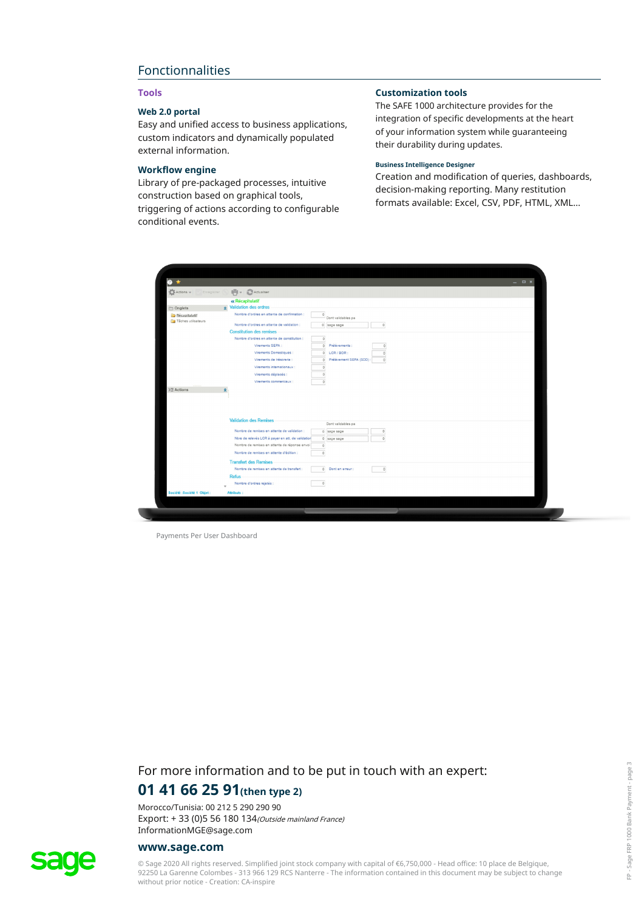## Fonctionnalities

### Tools

**Web 2.0 portal**
Easy and unified access to business applications, custom indicators and dynamically populated external information.

**Workflow engine**
Library of pre-packaged processes, intuitive construction based on graphical tools, triggering of actions according to configurable conditional events.

### Customization tools

The SAFE 1000 architecture provides for the integration of specific developments at the heart of your information system while guaranteeing their durability during updates.

**Business Intelligence Designer**
Creation and modification of queries, dashboards, decision-making reporting. Many restitution formats available: Excel, CSV, PDF, HTML, XML...

Payments Per User Dashboard

For more information and to be put in touch with an expert:

**01 41 66 25 91 (then type 2)**

Morocco/Tunisia: 00 212 5 290 290 90
Export: + 33 (0)5 56 180 134 *(Outside mainland France)*
InformationMGE@sage.com

**www.sage.com**

© Sage 2020 All rights reserved. Simplified joint stock company with capital of €6,750,000 - Head office: 10 place de Belgique, 92250 La Garenne Colombes - 313 966 129 RCS Nanterre - The information contained in this document may be subject to change without prior notice - Creation: CA-inspire